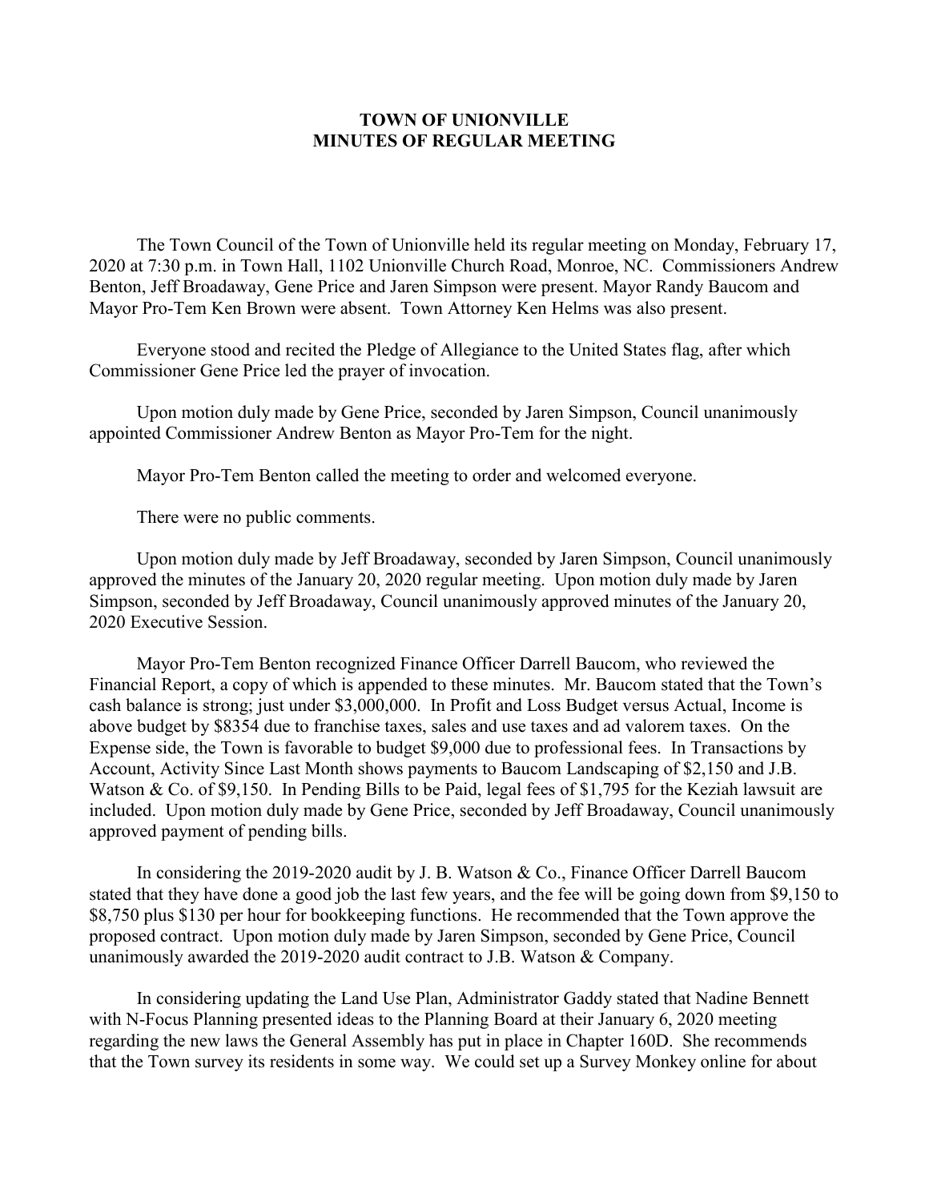# TOWN OF UNIONVILLE
## MINUTES OF REGULAR MEETING

The Town Council of the Town of Unionville held its regular meeting on Monday, February 17, 2020 at 7:30 p.m. in Town Hall, 1102 Unionville Church Road, Monroe, NC. Commissioners Andrew Benton, Jeff Broadaway, Gene Price and Jaren Simpson were present. Mayor Randy Baucom and Mayor Pro-Tem Ken Brown were absent. Town Attorney Ken Helms was also present.

Everyone stood and recited the Pledge of Allegiance to the United States flag, after which Commissioner Gene Price led the prayer of invocation.

Upon motion duly made by Gene Price, seconded by Jaren Simpson, Council unanimously appointed Commissioner Andrew Benton as Mayor Pro-Tem for the night.

Mayor Pro-Tem Benton called the meeting to order and welcomed everyone.

There were no public comments.

Upon motion duly made by Jeff Broadaway, seconded by Jaren Simpson, Council unanimously approved the minutes of the January 20, 2020 regular meeting. Upon motion duly made by Jaren Simpson, seconded by Jeff Broadaway, Council unanimously approved minutes of the January 20, 2020 Executive Session.

Mayor Pro-Tem Benton recognized Finance Officer Darrell Baucom, who reviewed the Financial Report, a copy of which is appended to these minutes. Mr. Baucom stated that the Town's cash balance is strong; just under $3,000,000. In Profit and Loss Budget versus Actual, Income is above budget by $8354 due to franchise taxes, sales and use taxes and ad valorem taxes. On the Expense side, the Town is favorable to budget $9,000 due to professional fees. In Transactions by Account, Activity Since Last Month shows payments to Baucom Landscaping of $2,150 and J.B. Watson & Co. of $9,150. In Pending Bills to be Paid, legal fees of $1,795 for the Keziah lawsuit are included. Upon motion duly made by Gene Price, seconded by Jeff Broadaway, Council unanimously approved payment of pending bills.

In considering the 2019-2020 audit by J. B. Watson & Co., Finance Officer Darrell Baucom stated that they have done a good job the last few years, and the fee will be going down from $9,150 to $8,750 plus $130 per hour for bookkeeping functions. He recommended that the Town approve the proposed contract. Upon motion duly made by Jaren Simpson, seconded by Gene Price, Council unanimously awarded the 2019-2020 audit contract to J.B. Watson & Company.

In considering updating the Land Use Plan, Administrator Gaddy stated that Nadine Bennett with N-Focus Planning presented ideas to the Planning Board at their January 6, 2020 meeting regarding the new laws the General Assembly has put in place in Chapter 160D. She recommends that the Town survey its residents in some way. We could set up a Survey Monkey online for about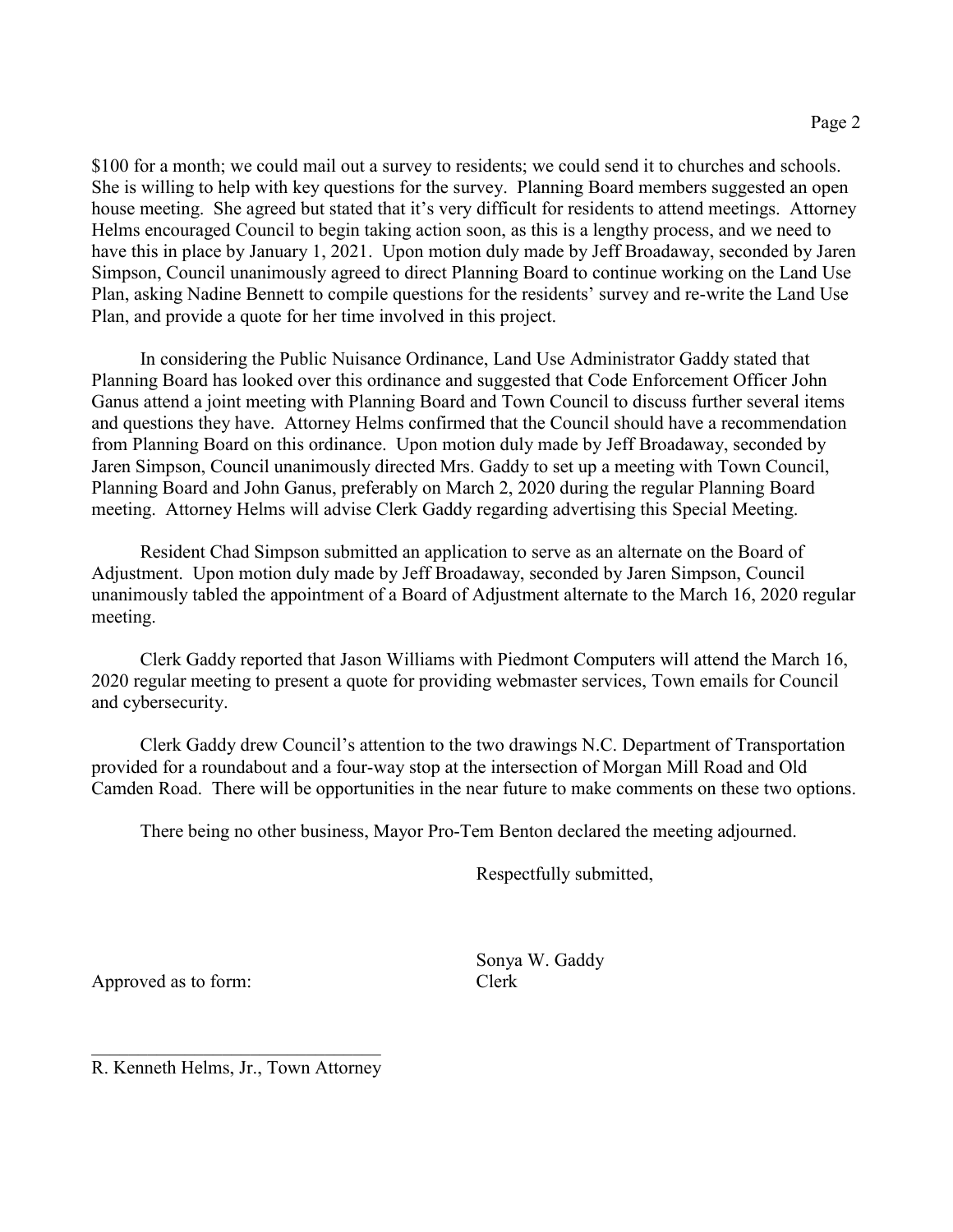$100 for a month; we could mail out a survey to residents; we could send it to churches and schools. She is willing to help with key questions for the survey. Planning Board members suggested an open house meeting. She agreed but stated that it's very difficult for residents to attend meetings. Attorney Helms encouraged Council to begin taking action soon, as this is a lengthy process, and we need to have this in place by January 1, 2021. Upon motion duly made by Jeff Broadaway, seconded by Jaren Simpson, Council unanimously agreed to direct Planning Board to continue working on the Land Use Plan, asking Nadine Bennett to compile questions for the residents' survey and re-write the Land Use Plan, and provide a quote for her time involved in this project.

In considering the Public Nuisance Ordinance, Land Use Administrator Gaddy stated that Planning Board has looked over this ordinance and suggested that Code Enforcement Officer John Ganus attend a joint meeting with Planning Board and Town Council to discuss further several items and questions they have. Attorney Helms confirmed that the Council should have a recommendation from Planning Board on this ordinance. Upon motion duly made by Jeff Broadaway, seconded by Jaren Simpson, Council unanimously directed Mrs. Gaddy to set up a meeting with Town Council, Planning Board and John Ganus, preferably on March 2, 2020 during the regular Planning Board meeting. Attorney Helms will advise Clerk Gaddy regarding advertising this Special Meeting.

Resident Chad Simpson submitted an application to serve as an alternate on the Board of Adjustment. Upon motion duly made by Jeff Broadaway, seconded by Jaren Simpson, Council unanimously tabled the appointment of a Board of Adjustment alternate to the March 16, 2020 regular meeting.

Clerk Gaddy reported that Jason Williams with Piedmont Computers will attend the March 16, 2020 regular meeting to present a quote for providing webmaster services, Town emails for Council and cybersecurity.

Clerk Gaddy drew Council's attention to the two drawings N.C. Department of Transportation provided for a roundabout and a four-way stop at the intersection of Morgan Mill Road and Old Camden Road. There will be opportunities in the near future to make comments on these two options.

There being no other business, Mayor Pro-Tem Benton declared the meeting adjourned.

Respectfully submitted,

Sonya W. Gaddy
Clerk

Approved as to form:

\_\_\_\_\_\_\_\_\_\_\_\_\_\_\_\_\_\_\_\_\_\_\_\_\_\_\_\_\_\_\_\_\_\_

R. Kenneth Helms, Jr., Town Attorney